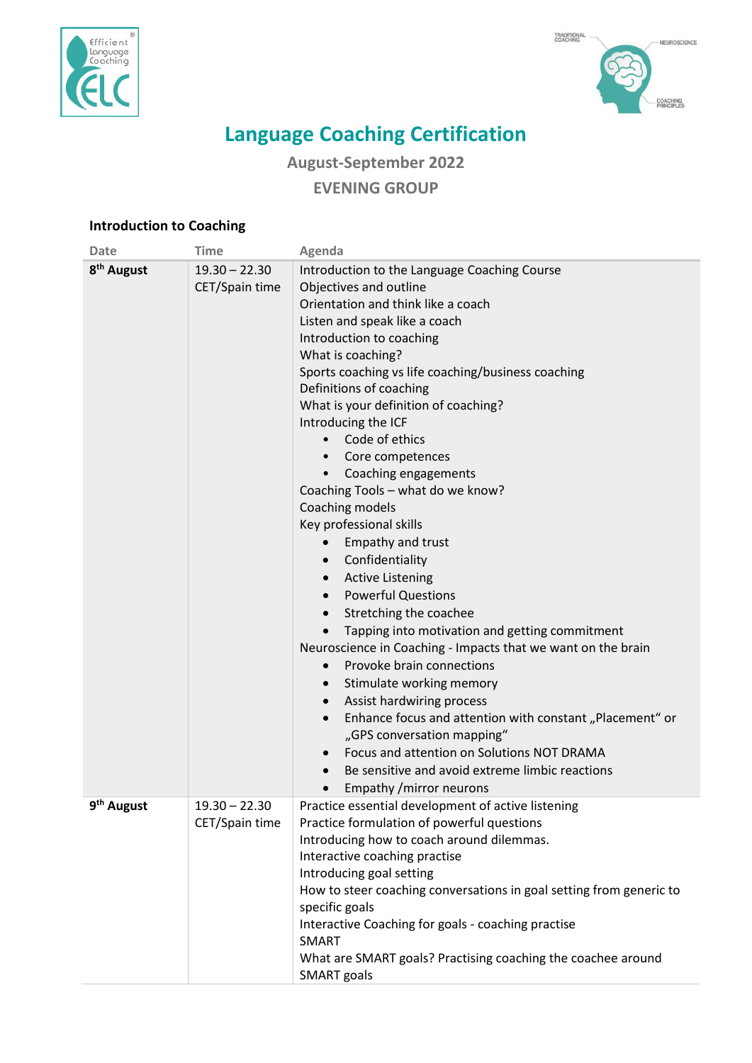# Language Coaching Certification

**August-September 2022**

**EVENING GROUP**

### Introduction to Coaching

| Date | Time | Agenda |
|---|---|---|
| **8th August** | 19.30 – 22.30 CET/Spain time | Introduction to the Language Coaching Course<br>Objectives and outline<br>Orientation and think like a coach<br>Listen and speak like a coach<br>Introduction to coaching<br>What is coaching?<br>Sports coaching vs life coaching/business coaching<br>Definitions of coaching<br>What is your definition of coaching?<br>Introducing the ICF<br>• Code of ethics<br>• Core competences<br>• Coaching engagements<br>Coaching Tools – what do we know?<br>Coaching models<br>Key professional skills<br>• Empathy and trust<br>• Confidentiality<br>• Active Listening<br>• Powerful Questions<br>• Stretching the coachee<br>• Tapping into motivation and getting commitment<br>Neuroscience in Coaching - Impacts that we want on the brain<br>• Provoke brain connections<br>• Stimulate working memory<br>• Assist hardwiring process<br>• Enhance focus and attention with constant „Placement" or „GPS conversation mapping"<br>• Focus and attention on Solutions NOT DRAMA<br>• Be sensitive and avoid extreme limbic reactions<br>• Empathy /mirror neurons |
| **9th August** | 19.30 – 22.30 CET/Spain time | Practice essential development of active listening<br>Practice formulation of powerful questions<br>Introducing how to coach around dilemmas.<br>Interactive coaching practise<br>Introducing goal setting<br>How to steer coaching conversations in goal setting from generic to specific goals<br>Interactive Coaching for goals - coaching practise<br>SMART<br>What are SMART goals? Practising coaching the coachee around SMART goals |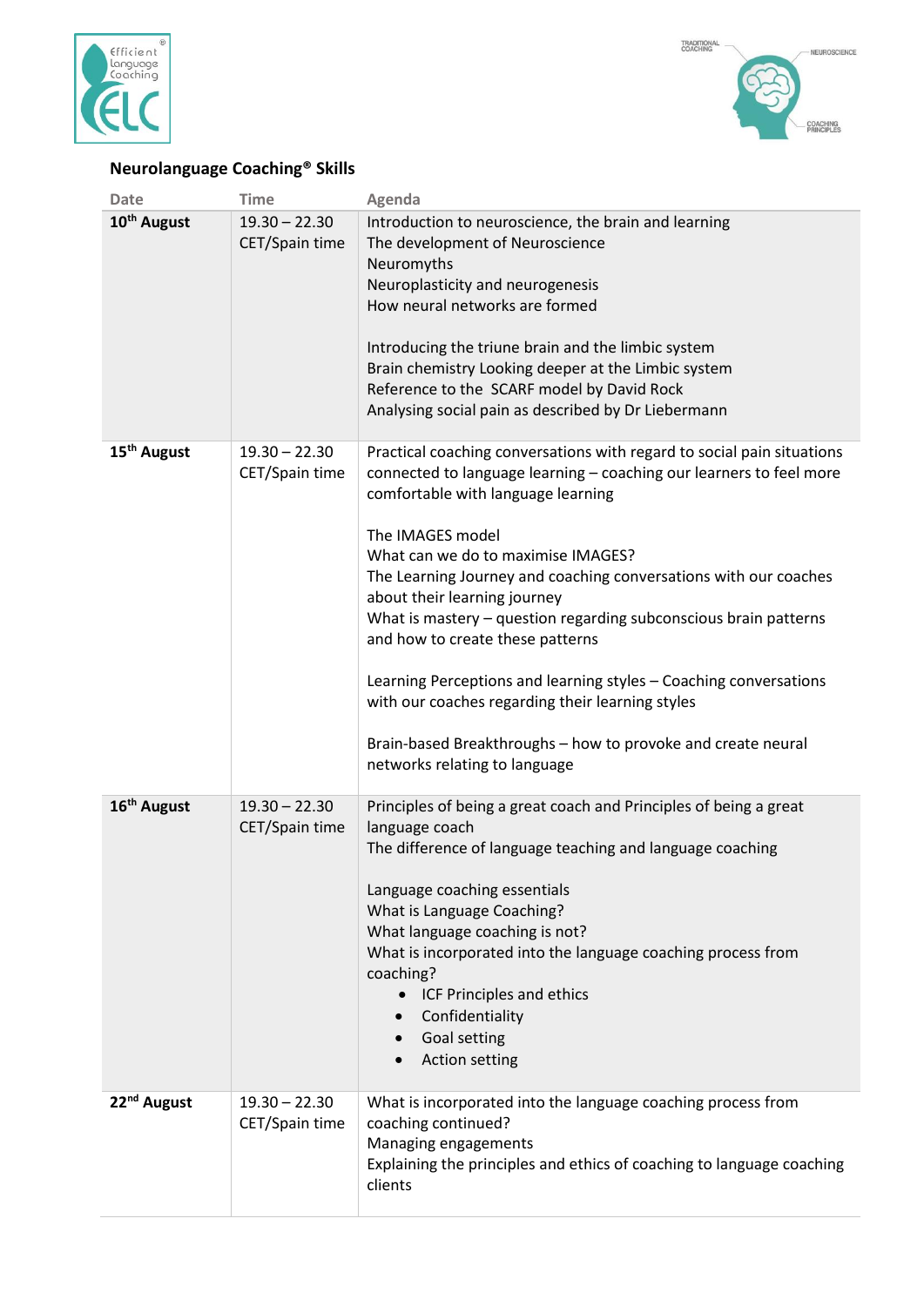**Neurolanguage Coaching® Skills**

| Date | Time | Agenda |
|---|---|---|
| **10th August** | 19.30 – 22.30 CET/Spain time | Introduction to neuroscience, the brain and learning<br>The development of Neuroscience<br>Neuromyths<br>Neuroplasticity and neurogenesis<br>How neural networks are formed<br><br>Introducing the triune brain and the limbic system<br>Brain chemistry Looking deeper at the Limbic system<br>Reference to the SCARF model by David Rock<br>Analysing social pain as described by Dr Liebermann |
| **15th August** | 19.30 – 22.30 CET/Spain time | Practical coaching conversations with regard to social pain situations connected to language learning – coaching our learners to feel more comfortable with language learning<br><br>The IMAGES model<br>What can we do to maximise IMAGES?<br>The Learning Journey and coaching conversations with our coaches about their learning journey<br>What is mastery – question regarding subconscious brain patterns and how to create these patterns<br><br>Learning Perceptions and learning styles – Coaching conversations with our coaches regarding their learning styles<br><br>Brain-based Breakthroughs – how to provoke and create neural networks relating to language |
| **16th August** | 19.30 – 22.30 CET/Spain time | Principles of being a great coach and Principles of being a great language coach<br>The difference of language teaching and language coaching<br><br>Language coaching essentials<br>What is Language Coaching?<br>What language coaching is not?<br>What is incorporated into the language coaching process from coaching?<br>• ICF Principles and ethics<br>• Confidentiality<br>• Goal setting<br>• Action setting |
| **22nd August** | 19.30 – 22.30 CET/Spain time | What is incorporated into the language coaching process from coaching continued?<br>Managing engagements<br>Explaining the principles and ethics of coaching to language coaching clients |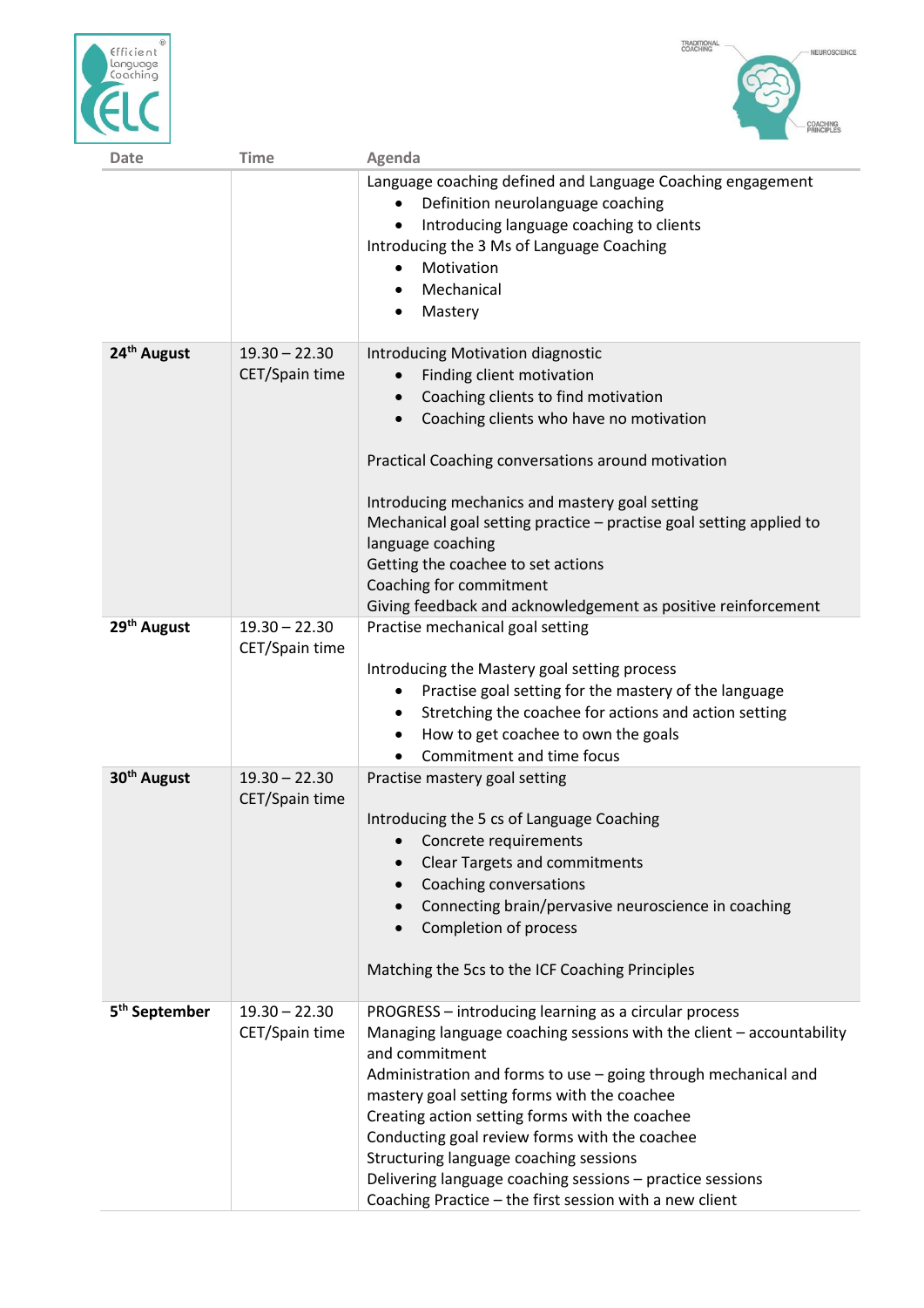| Date | Time | Agenda |
|---|---|---|
| | | Language coaching defined and Language Coaching engagement<br>• Definition neurolanguage coaching<br>• Introducing language coaching to clients<br>Introducing the 3 Ms of Language Coaching<br>• Motivation<br>• Mechanical<br>• Mastery |
| **24th August** | 19.30 – 22.30 CET/Spain time | Introducing Motivation diagnostic<br>• Finding client motivation<br>• Coaching clients to find motivation<br>• Coaching clients who have no motivation<br><br>Practical Coaching conversations around motivation<br><br>Introducing mechanics and mastery goal setting<br>Mechanical goal setting practice – practise goal setting applied to language coaching<br>Getting the coachee to set actions<br>Coaching for commitment<br>Giving feedback and acknowledgement as positive reinforcement |
| **29th August** | 19.30 – 22.30 CET/Spain time | Practise mechanical goal setting<br><br>Introducing the Mastery goal setting process<br>• Practise goal setting for the mastery of the language<br>• Stretching the coachee for actions and action setting<br>• How to get coachee to own the goals<br>• Commitment and time focus |
| **30th August** | 19.30 – 22.30 CET/Spain time | Practise mastery goal setting<br><br>Introducing the 5 cs of Language Coaching<br>• Concrete requirements<br>• Clear Targets and commitments<br>• Coaching conversations<br>• Connecting brain/pervasive neuroscience in coaching<br>• Completion of process<br><br>Matching the 5cs to the ICF Coaching Principles |
| **5th September** | 19.30 – 22.30 CET/Spain time | PROGRESS – introducing learning as a circular process<br>Managing language coaching sessions with the client – accountability and commitment<br>Administration and forms to use – going through mechanical and mastery goal setting forms with the coachee<br>Creating action setting forms with the coachee<br>Conducting goal review forms with the coachee<br>Structuring language coaching sessions<br>Delivering language coaching sessions – practice sessions<br>Coaching Practice – the first session with a new client |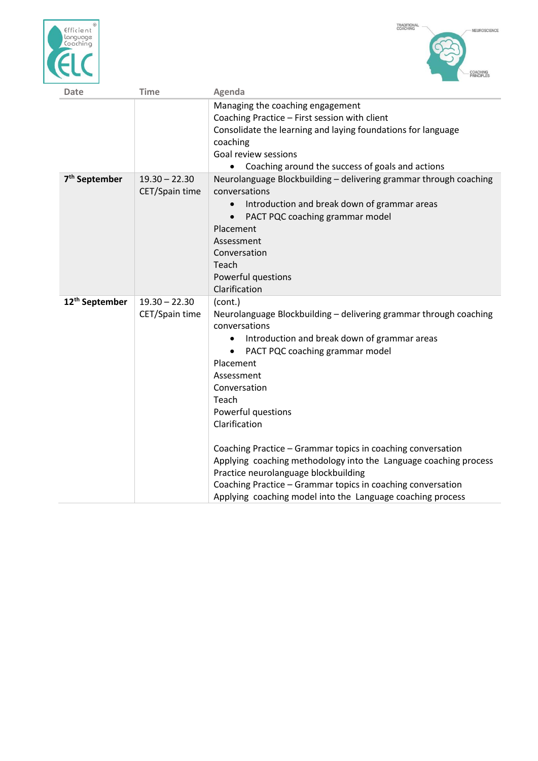| Date | Time | Agenda |
|---|---|---|
| | | Managing the coaching engagement<br>Coaching Practice – First session with client<br>Consolidate the learning and laying foundations for language coaching<br>Goal review sessions<br>• Coaching around the success of goals and actions |
| **7th September** | 19.30 – 22.30 CET/Spain time | Neurolanguage Blockbuilding – delivering grammar through coaching conversations<br>• Introduction and break down of grammar areas<br>• PACT PQC coaching grammar model<br>Placement<br>Assessment<br>Conversation<br>Teach<br>Powerful questions<br>Clarification |
| **12th September** | 19.30 – 22.30 CET/Spain time | (cont.)<br>Neurolanguage Blockbuilding – delivering grammar through coaching conversations<br>• Introduction and break down of grammar areas<br>• PACT PQC coaching grammar model<br>Placement<br>Assessment<br>Conversation<br>Teach<br>Powerful questions<br>Clarification<br><br>Coaching Practice – Grammar topics in coaching conversation<br>Applying coaching methodology into the Language coaching process<br>Practice neurolanguage blockbuilding<br>Coaching Practice – Grammar topics in coaching conversation<br>Applying coaching model into the Language coaching process |